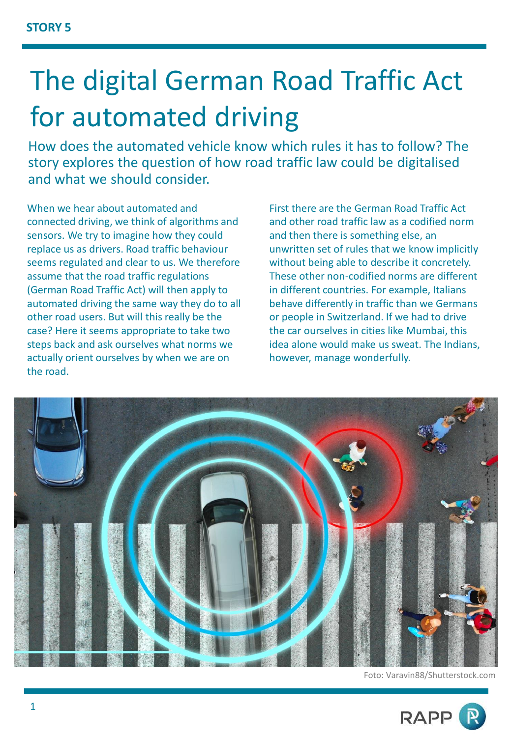STORY 5

# The digital German Road Traffic Act for automated driving

## How does the automated vehicle know which rules it has to follow? The story explores the question of how road traffic law could be digitalised and what we should consider.

When we hear about automated and connected driving, we think of algorithms and sensors. We try to imagine how they could replace us as drivers. Road traffic behaviour seems regulated and clear to us. We therefore assume that the road traffic regulations (German Road Traffic Act) will then apply to automated driving the same way they do to all other road users. But will this really be the case? Here it seems appropriate to take two steps back and ask ourselves what norms we actually orient ourselves by when we are on the road.

First there are the German Road Traffic Act and other road traffic law as a codified norm and then there is something else, an unwritten set of rules that we know implicitly without being able to describe it concretely. These other non-codified norms are different in different countries. For example, Italians behave differently in traffic than we Germans or people in Switzerland. If we had to drive the car ourselves in cities like Mumbai, this idea alone would make us sweat. The Indians, however, manage wonderfully.

Foto: Varavin88/Shutterstock.com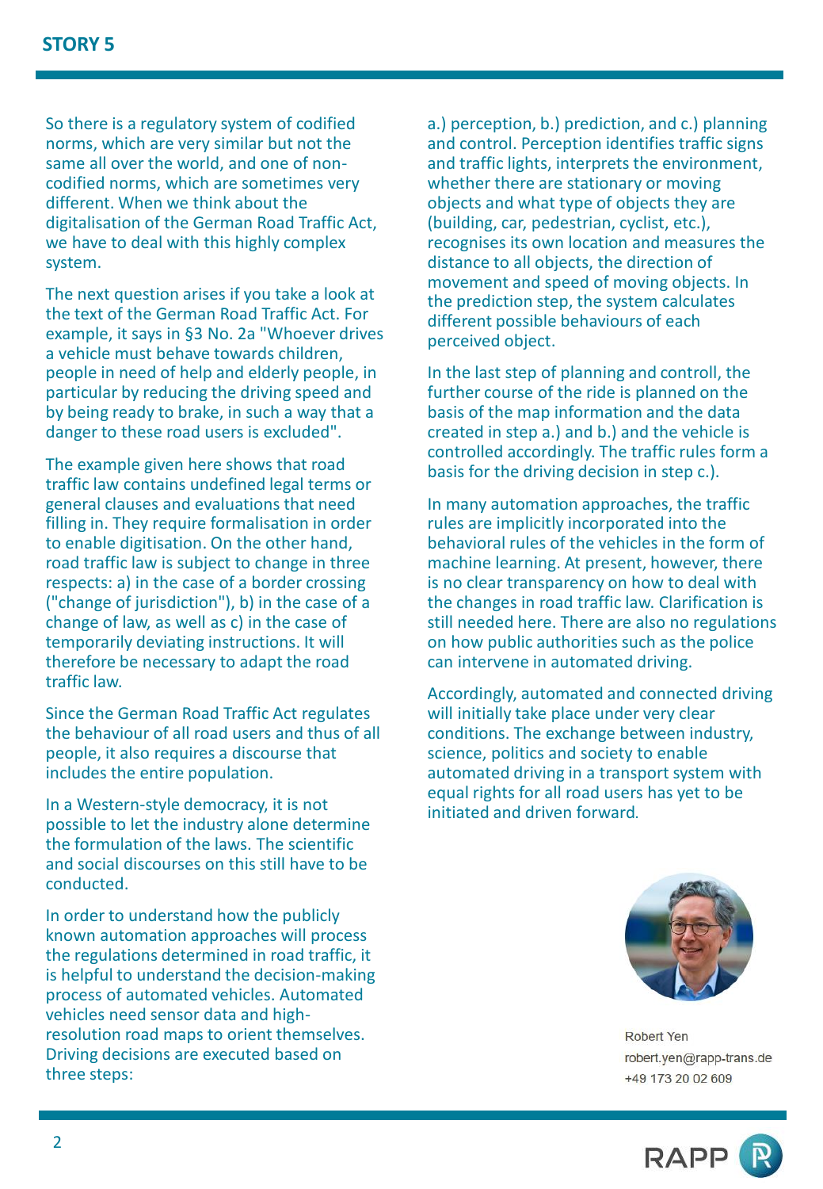## STORY 5

So there is a regulatory system of codified norms, which are very similar but not the same all over the world, and one of non-codified norms, which are sometimes very different. When we think about the digitalisation of the German Road Traffic Act, we have to deal with this highly complex system.

The next question arises if you take a look at the text of the German Road Traffic Act. For example, it says in §3 No. 2a "Whoever drives a vehicle must behave towards children, people in need of help and elderly people, in particular by reducing the driving speed and by being ready to brake, in such a way that a danger to these road users is excluded".

The example given here shows that road traffic law contains undefined legal terms or general clauses and evaluations that need filling in. They require formalisation in order to enable digitisation. On the other hand, road traffic law is subject to change in three respects: a) in the case of a border crossing ("change of jurisdiction"), b) in the case of a change of law, as well as c) in the case of temporarily deviating instructions. It will therefore be necessary to adapt the road traffic law.

Since the German Road Traffic Act regulates the behaviour of all road users and thus of all people, it also requires a discourse that includes the entire population.

In a Western-style democracy, it is not possible to let the industry alone determine the formulation of the laws. The scientific and social discourses on this still have to be conducted.

In order to understand how the publicly known automation approaches will process the regulations determined in road traffic, it is helpful to understand the decision-making process of automated vehicles. Automated vehicles need sensor data and high-resolution road maps to orient themselves. Driving decisions are executed based on three steps:

a.) perception, b.) prediction, and c.) planning and control. Perception identifies traffic signs and traffic lights, interprets the environment, whether there are stationary or moving objects and what type of objects they are (building, car, pedestrian, cyclist, etc.), recognises its own location and measures the distance to all objects, the direction of movement and speed of moving objects. In the prediction step, the system calculates different possible behaviours of each perceived object.

In the last step of planning and controll, the further course of the ride is planned on the basis of the map information and the data created in step a.) and b.) and the vehicle is controlled accordingly. The traffic rules form a basis for the driving decision in step c.).

In many automation approaches, the traffic rules are implicitly incorporated into the behavioral rules of the vehicles in the form of machine learning. At present, however, there is no clear transparency on how to deal with the changes in road traffic law. Clarification is still needed here. There are also no regulations on how public authorities such as the police can intervene in automated driving.

Accordingly, automated and connected driving will initially take place under very clear conditions. The exchange between industry, science, politics and society to enable automated driving in a transport system with equal rights for all road users has yet to be initiated and driven forward.

Robert Yen
robert.yen@rapp-trans.de
+49 173 20 02 609